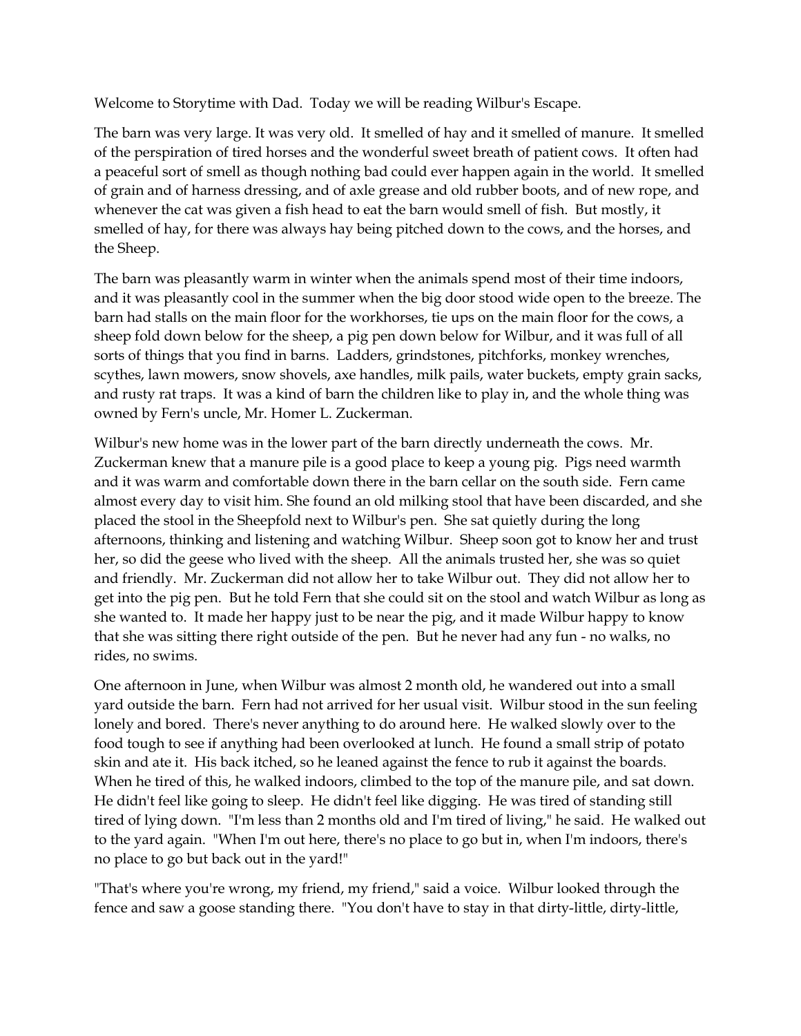Welcome to Storytime with Dad. Today we will be reading Wilbur's Escape.

The barn was very large. It was very old. It smelled of hay and it smelled of manure. It smelled of the perspiration of tired horses and the wonderful sweet breath of patient cows. It often had a peaceful sort of smell as though nothing bad could ever happen again in the world. It smelled of grain and of harness dressing, and of axle grease and old rubber boots, and of new rope, and whenever the cat was given a fish head to eat the barn would smell of fish. But mostly, it smelled of hay, for there was always hay being pitched down to the cows, and the horses, and the Sheep.

The barn was pleasantly warm in winter when the animals spend most of their time indoors, and it was pleasantly cool in the summer when the big door stood wide open to the breeze. The barn had stalls on the main floor for the workhorses, tie ups on the main floor for the cows, a sheep fold down below for the sheep, a pig pen down below for Wilbur, and it was full of all sorts of things that you find in barns. Ladders, grindstones, pitchforks, monkey wrenches, scythes, lawn mowers, snow shovels, axe handles, milk pails, water buckets, empty grain sacks, and rusty rat traps. It was a kind of barn the children like to play in, and the whole thing was owned by Fern's uncle, Mr. Homer L. Zuckerman.

Wilbur's new home was in the lower part of the barn directly underneath the cows. Mr. Zuckerman knew that a manure pile is a good place to keep a young pig. Pigs need warmth and it was warm and comfortable down there in the barn cellar on the south side. Fern came almost every day to visit him. She found an old milking stool that have been discarded, and she placed the stool in the Sheepfold next to Wilbur's pen. She sat quietly during the long afternoons, thinking and listening and watching Wilbur. Sheep soon got to know her and trust her, so did the geese who lived with the sheep. All the animals trusted her, she was so quiet and friendly. Mr. Zuckerman did not allow her to take Wilbur out. They did not allow her to get into the pig pen. But he told Fern that she could sit on the stool and watch Wilbur as long as she wanted to. It made her happy just to be near the pig, and it made Wilbur happy to know that she was sitting there right outside of the pen. But he never had any fun - no walks, no rides, no swims.

One afternoon in June, when Wilbur was almost 2 month old, he wandered out into a small yard outside the barn. Fern had not arrived for her usual visit. Wilbur stood in the sun feeling lonely and bored. There's never anything to do around here. He walked slowly over to the food tough to see if anything had been overlooked at lunch. He found a small strip of potato skin and ate it. His back itched, so he leaned against the fence to rub it against the boards. When he tired of this, he walked indoors, climbed to the top of the manure pile, and sat down. He didn't feel like going to sleep. He didn't feel like digging. He was tired of standing still tired of lying down. "I'm less than 2 months old and I'm tired of living," he said. He walked out to the yard again. "When I'm out here, there's no place to go but in, when I'm indoors, there's no place to go but back out in the yard!"

"That's where you're wrong, my friend, my friend," said a voice. Wilbur looked through the fence and saw a goose standing there. "You don't have to stay in that dirty-little, dirty-little,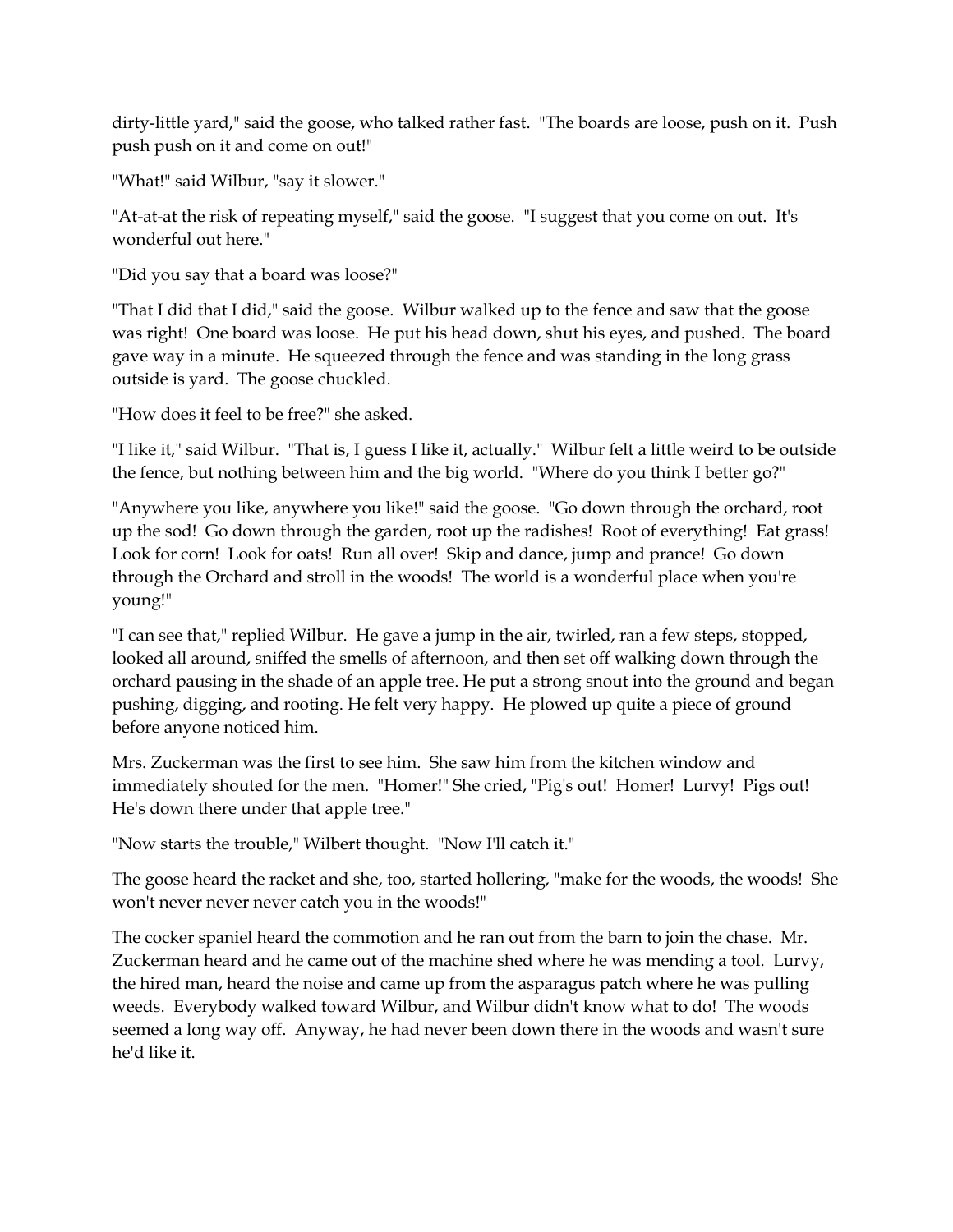dirty-little yard," said the goose, who talked rather fast. "The boards are loose, push on it. Push push push on it and come on out!"

"What!" said Wilbur, "say it slower."

"At-at-at the risk of repeating myself," said the goose. "I suggest that you come on out. It's wonderful out here."

"Did you say that a board was loose?"

"That I did that I did," said the goose. Wilbur walked up to the fence and saw that the goose was right! One board was loose. He put his head down, shut his eyes, and pushed. The board gave way in a minute. He squeezed through the fence and was standing in the long grass outside is yard. The goose chuckled.

"How does it feel to be free?" she asked.

"I like it," said Wilbur. "That is, I guess I like it, actually." Wilbur felt a little weird to be outside the fence, but nothing between him and the big world. "Where do you think I better go?"

"Anywhere you like, anywhere you like!" said the goose. "Go down through the orchard, root up the sod! Go down through the garden, root up the radishes! Root of everything! Eat grass! Look for corn! Look for oats! Run all over! Skip and dance, jump and prance! Go down through the Orchard and stroll in the woods! The world is a wonderful place when you're young!"

"I can see that," replied Wilbur. He gave a jump in the air, twirled, ran a few steps, stopped, looked all around, sniffed the smells of afternoon, and then set off walking down through the orchard pausing in the shade of an apple tree. He put a strong snout into the ground and began pushing, digging, and rooting. He felt very happy. He plowed up quite a piece of ground before anyone noticed him.

Mrs. Zuckerman was the first to see him. She saw him from the kitchen window and immediately shouted for the men. "Homer!" She cried, "Pig's out! Homer! Lurvy! Pigs out! He's down there under that apple tree."

"Now starts the trouble," Wilbert thought. "Now I'll catch it."

The goose heard the racket and she, too, started hollering, "make for the woods, the woods! She won't never never never catch you in the woods!"

The cocker spaniel heard the commotion and he ran out from the barn to join the chase. Mr. Zuckerman heard and he came out of the machine shed where he was mending a tool. Lurvy, the hired man, heard the noise and came up from the asparagus patch where he was pulling weeds. Everybody walked toward Wilbur, and Wilbur didn't know what to do! The woods seemed a long way off. Anyway, he had never been down there in the woods and wasn't sure he'd like it.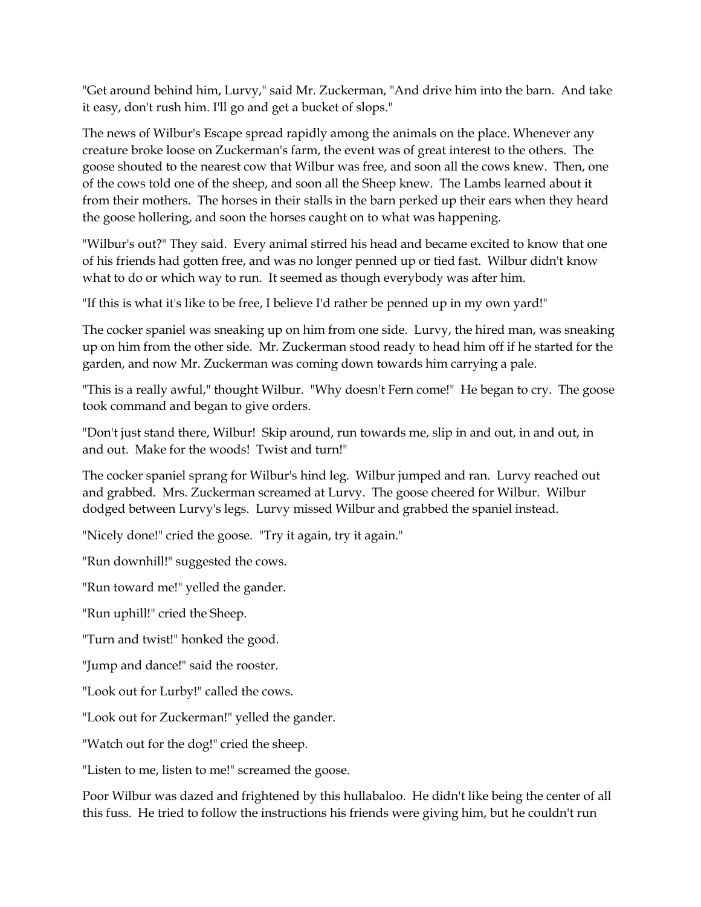"Get around behind him, Lurvy," said Mr. Zuckerman, "And drive him into the barn. And take it easy, don't rush him. I'll go and get a bucket of slops."

The news of Wilbur's Escape spread rapidly among the animals on the place. Whenever any creature broke loose on Zuckerman's farm, the event was of great interest to the others. The goose shouted to the nearest cow that Wilbur was free, and soon all the cows knew. Then, one of the cows told one of the sheep, and soon all the Sheep knew. The Lambs learned about it from their mothers. The horses in their stalls in the barn perked up their ears when they heard the goose hollering, and soon the horses caught on to what was happening.

"Wilbur's out?" They said. Every animal stirred his head and became excited to know that one of his friends had gotten free, and was no longer penned up or tied fast. Wilbur didn't know what to do or which way to run. It seemed as though everybody was after him.

"If this is what it's like to be free, I believe I'd rather be penned up in my own yard!"

The cocker spaniel was sneaking up on him from one side. Lurvy, the hired man, was sneaking up on him from the other side. Mr. Zuckerman stood ready to head him off if he started for the garden, and now Mr. Zuckerman was coming down towards him carrying a pale.

"This is a really awful," thought Wilbur. "Why doesn't Fern come!" He began to cry. The goose took command and began to give orders.

"Don't just stand there, Wilbur! Skip around, run towards me, slip in and out, in and out, in and out. Make for the woods! Twist and turn!"

The cocker spaniel sprang for Wilbur's hind leg. Wilbur jumped and ran. Lurvy reached out and grabbed. Mrs. Zuckerman screamed at Lurvy. The goose cheered for Wilbur. Wilbur dodged between Lurvy's legs. Lurvy missed Wilbur and grabbed the spaniel instead.

"Nicely done!" cried the goose. "Try it again, try it again."

"Run downhill!" suggested the cows.

"Run toward me!" yelled the gander.

"Run uphill!" cried the Sheep.

"Turn and twist!" honked the good.

"Jump and dance!" said the rooster.

"Look out for Lurby!" called the cows.

"Look out for Zuckerman!" yelled the gander.

"Watch out for the dog!" cried the sheep.

"Listen to me, listen to me!" screamed the goose.

Poor Wilbur was dazed and frightened by this hullabaloo. He didn't like being the center of all this fuss. He tried to follow the instructions his friends were giving him, but he couldn't run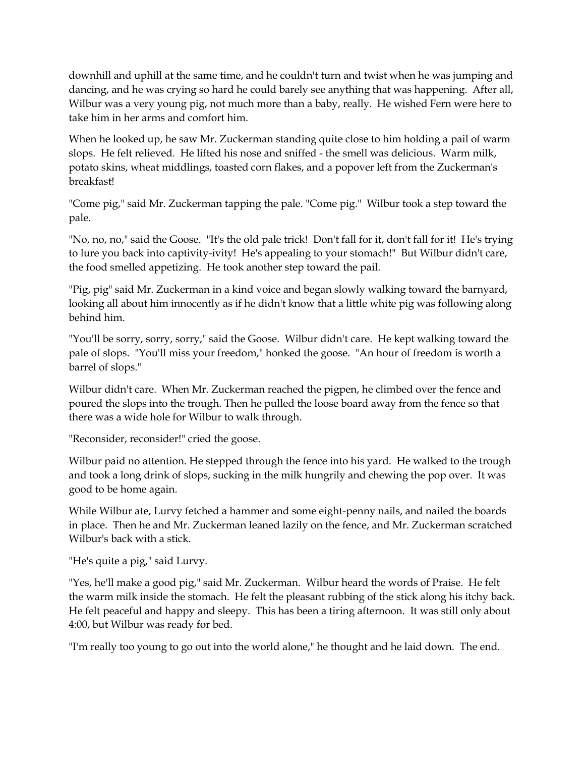downhill and uphill at the same time, and he couldn't turn and twist when he was jumping and dancing, and he was crying so hard he could barely see anything that was happening. After all, Wilbur was a very young pig, not much more than a baby, really. He wished Fern were here to take him in her arms and comfort him.

When he looked up, he saw Mr. Zuckerman standing quite close to him holding a pail of warm slops. He felt relieved. He lifted his nose and sniffed - the smell was delicious. Warm milk, potato skins, wheat middlings, toasted corn flakes, and a popover left from the Zuckerman's breakfast!

"Come pig," said Mr. Zuckerman tapping the pale. "Come pig." Wilbur took a step toward the pale.

"No, no, no," said the Goose. "It's the old pale trick! Don't fall for it, don't fall for it! He's trying to lure you back into captivity-ivity! He's appealing to your stomach!" But Wilbur didn't care, the food smelled appetizing. He took another step toward the pail.

"Pig, pig" said Mr. Zuckerman in a kind voice and began slowly walking toward the barnyard, looking all about him innocently as if he didn't know that a little white pig was following along behind him.

"You'll be sorry, sorry, sorry," said the Goose. Wilbur didn't care. He kept walking toward the pale of slops. "You'll miss your freedom," honked the goose. "An hour of freedom is worth a barrel of slops."

Wilbur didn't care. When Mr. Zuckerman reached the pigpen, he climbed over the fence and poured the slops into the trough. Then he pulled the loose board away from the fence so that there was a wide hole for Wilbur to walk through.

"Reconsider, reconsider!" cried the goose.

Wilbur paid no attention. He stepped through the fence into his yard. He walked to the trough and took a long drink of slops, sucking in the milk hungrily and chewing the pop over. It was good to be home again.

While Wilbur ate, Lurvy fetched a hammer and some eight-penny nails, and nailed the boards in place. Then he and Mr. Zuckerman leaned lazily on the fence, and Mr. Zuckerman scratched Wilbur's back with a stick.

"He's quite a pig," said Lurvy.

"Yes, he'll make a good pig," said Mr. Zuckerman. Wilbur heard the words of Praise. He felt the warm milk inside the stomach. He felt the pleasant rubbing of the stick along his itchy back. He felt peaceful and happy and sleepy. This has been a tiring afternoon. It was still only about 4:00, but Wilbur was ready for bed.

"I'm really too young to go out into the world alone," he thought and he laid down. The end.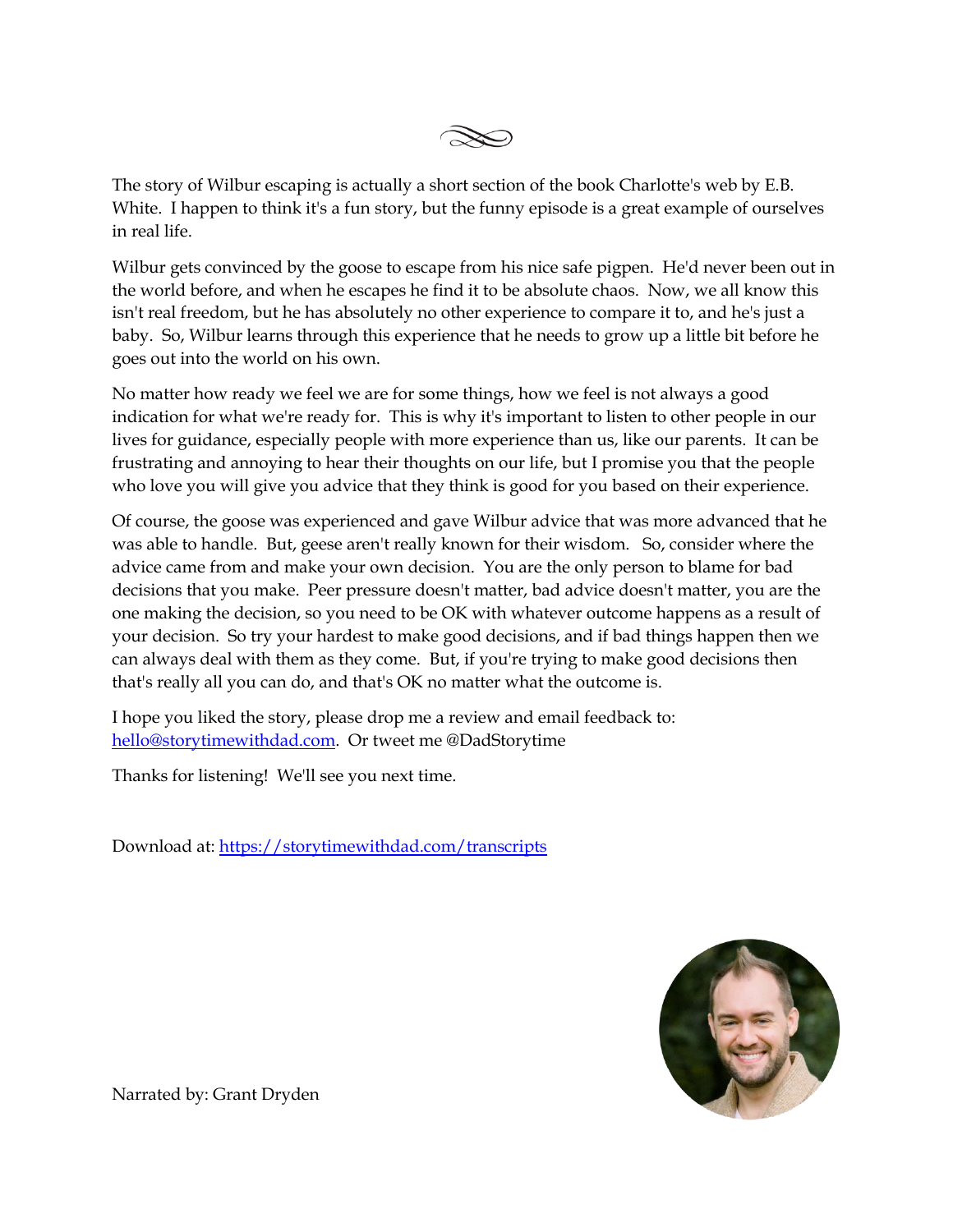The story of Wilbur escaping is actually a short section of the book Charlotte's web by E.B. White. I happen to think it's a fun story, but the funny episode is a great example of ourselves in real life.

Wilbur gets convinced by the goose to escape from his nice safe pigpen. He'd never been out in the world before, and when he escapes he find it to be absolute chaos. Now, we all know this isn't real freedom, but he has absolutely no other experience to compare it to, and he's just a baby. So, Wilbur learns through this experience that he needs to grow up a little bit before he goes out into the world on his own.

No matter how ready we feel we are for some things, how we feel is not always a good indication for what we're ready for. This is why it's important to listen to other people in our lives for guidance, especially people with more experience than us, like our parents. It can be frustrating and annoying to hear their thoughts on our life, but I promise you that the people who love you will give you advice that they think is good for you based on their experience.

Of course, the goose was experienced and gave Wilbur advice that was more advanced that he was able to handle. But, geese aren't really known for their wisdom. So, consider where the advice came from and make your own decision. You are the only person to blame for bad decisions that you make. Peer pressure doesn't matter, bad advice doesn't matter, you are the one making the decision, so you need to be OK with whatever outcome happens as a result of your decision. So try your hardest to make good decisions, and if bad things happen then we can always deal with them as they come. But, if you're trying to make good decisions then that's really all you can do, and that's OK no matter what the outcome is.

I hope you liked the story, please drop me a review and email feedback to: [hello@storytimewithdad.com](mailto:hello@storytimewithdad.com). Or tweet me @DadStorytime

Thanks for listening! We'll see you next time.

Download at: [https://storytimewithdad.com/transcripts](https://storytimewithdad.com/transcripts)

Narrated by: Grant Dryden